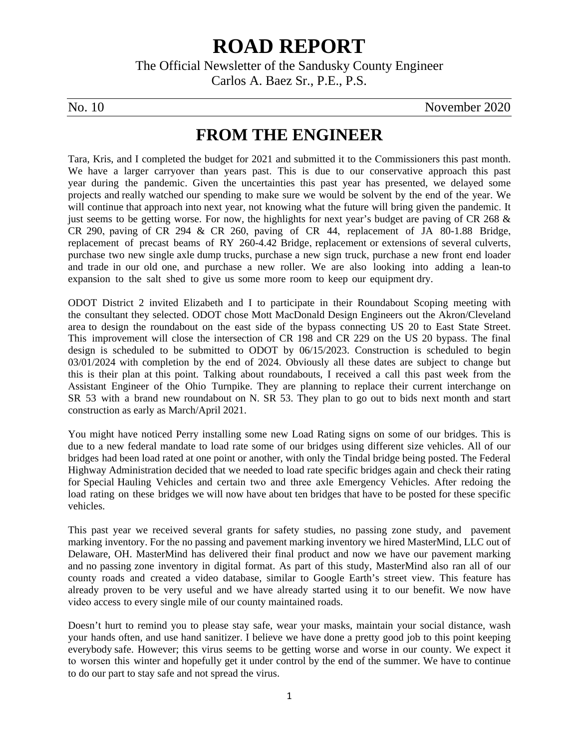# ROAD REPORT

The Official Newsletter of the Sandusky County Engineer
Carlos A. Baez Sr., P.E., P.S.

No. 10 November 2020

## FROM THE ENGINEER

Tara, Kris, and I completed the budget for 2021 and submitted it to the Commissioners this past month. We have a larger carryover than years past. This is due to our conservative approach this past year during the pandemic. Given the uncertainties this past year has presented, we delayed some projects and really watched our spending to make sure we would be solvent by the end of the year. We will continue that approach into next year, not knowing what the future will bring given the pandemic. It just seems to be getting worse. For now, the highlights for next year's budget are paving of CR 268 & CR 290, paving of CR 294 & CR 260, paving of CR 44, replacement of JA 80-1.88 Bridge, replacement of precast beams of RY 260-4.42 Bridge, replacement or extensions of several culverts, purchase two new single axle dump trucks, purchase a new sign truck, purchase a new front end loader and trade in our old one, and purchase a new roller. We are also looking into adding a lean-to expansion to the salt shed to give us some more room to keep our equipment dry.

ODOT District 2 invited Elizabeth and I to participate in their Roundabout Scoping meeting with the consultant they selected. ODOT chose Mott MacDonald Design Engineers out the Akron/Cleveland area to design the roundabout on the east side of the bypass connecting US 20 to East State Street. This improvement will close the intersection of CR 198 and CR 229 on the US 20 bypass. The final design is scheduled to be submitted to ODOT by 06/15/2023. Construction is scheduled to begin 03/01/2024 with completion by the end of 2024. Obviously all these dates are subject to change but this is their plan at this point. Talking about roundabouts, I received a call this past week from the Assistant Engineer of the Ohio Turnpike. They are planning to replace their current interchange on SR 53 with a brand new roundabout on N. SR 53. They plan to go out to bids next month and start construction as early as March/April 2021.

You might have noticed Perry installing some new Load Rating signs on some of our bridges. This is due to a new federal mandate to load rate some of our bridges using different size vehicles. All of our bridges had been load rated at one point or another, with only the Tindal bridge being posted. The Federal Highway Administration decided that we needed to load rate specific bridges again and check their rating for Special Hauling Vehicles and certain two and three axle Emergency Vehicles. After redoing the load rating on these bridges we will now have about ten bridges that have to be posted for these specific vehicles.

This past year we received several grants for safety studies, no passing zone study, and pavement marking inventory. For the no passing and pavement marking inventory we hired MasterMind, LLC out of Delaware, OH. MasterMind has delivered their final product and now we have our pavement marking and no passing zone inventory in digital format. As part of this study, MasterMind also ran all of our county roads and created a video database, similar to Google Earth's street view. This feature has already proven to be very useful and we have already started using it to our benefit. We now have video access to every single mile of our county maintained roads.

Doesn't hurt to remind you to please stay safe, wear your masks, maintain your social distance, wash your hands often, and use hand sanitizer. I believe we have done a pretty good job to this point keeping everybody safe. However; this virus seems to be getting worse and worse in our county. We expect it to worsen this winter and hopefully get it under control by the end of the summer. We have to continue to do our part to stay safe and not spread the virus.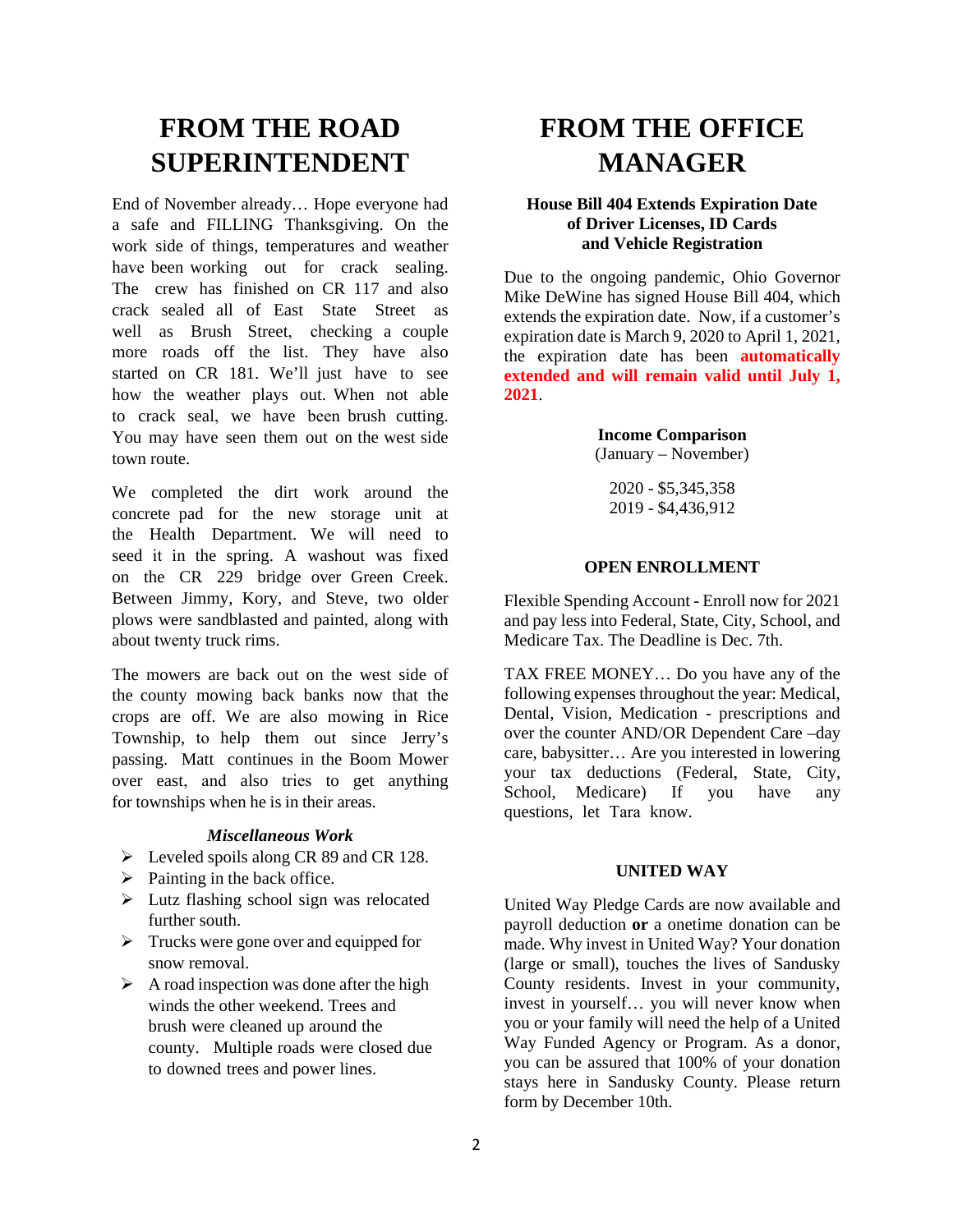# FROM THE ROAD SUPERINTENDENT

End of November already… Hope everyone had a safe and FILLING Thanksgiving. On the work side of things, temperatures and weather have been working out for crack sealing. The crew has finished on CR 117 and also crack sealed all of East State Street as well as Brush Street, checking a couple more roads off the list. They have also started on CR 181. We'll just have to see how the weather plays out. When not able to crack seal, we have been brush cutting. You may have seen them out on the west side town route.

We completed the dirt work around the concrete pad for the new storage unit at the Health Department. We will need to seed it in the spring. A washout was fixed on the CR 229 bridge over Green Creek. Between Jimmy, Kory, and Steve, two older plows were sandblasted and painted, along with about twenty truck rims.

The mowers are back out on the west side of the county mowing back banks now that the crops are off. We are also mowing in Rice Township, to help them out since Jerry's passing. Matt continues in the Boom Mower over east, and also tries to get anything for townships when he is in their areas.

### *Miscellaneous Work*

- Leveled spoils along CR 89 and CR 128.
- Painting in the back office.
- Lutz flashing school sign was relocated further south.
- Trucks were gone over and equipped for snow removal.
- A road inspection was done after the high winds the other weekend. Trees and brush were cleaned up around the county. Multiple roads were closed due to downed trees and power lines.

# FROM THE OFFICE MANAGER

### House Bill 404 Extends Expiration Date of Driver Licenses, ID Cards and Vehicle Registration

Due to the ongoing pandemic, Ohio Governor Mike DeWine has signed House Bill 404, which extends the expiration date. Now, if a customer's expiration date is March 9, 2020 to April 1, 2021, the expiration date has been **automatically extended and will remain valid until July 1, 2021**.

### Income Comparison
(January – November)

2020 - $5,345,358
2019 - $4,436,912

### OPEN ENROLLMENT

Flexible Spending Account - Enroll now for 2021 and pay less into Federal, State, City, School, and Medicare Tax. The Deadline is Dec. 7th.

TAX FREE MONEY… Do you have any of the following expenses throughout the year: Medical, Dental, Vision, Medication - prescriptions and over the counter AND/OR Dependent Care –day care, babysitter… Are you interested in lowering your tax deductions (Federal, State, City, School, Medicare) If you have any questions, let Tara know.

### UNITED WAY

United Way Pledge Cards are now available and payroll deduction **or** a onetime donation can be made. Why invest in United Way? Your donation (large or small), touches the lives of Sandusky County residents. Invest in your community, invest in yourself… you will never know when you or your family will need the help of a United Way Funded Agency or Program. As a donor, you can be assured that 100% of your donation stays here in Sandusky County. Please return form by December 10th.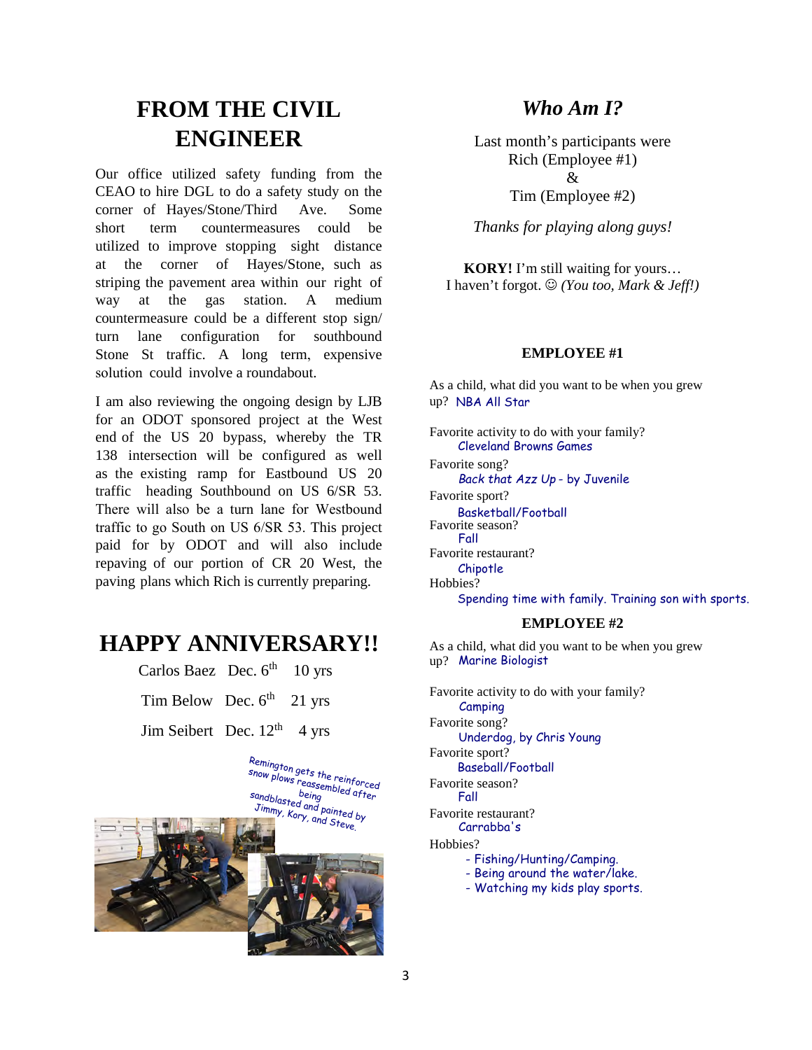# FROM THE CIVIL ENGINEER

Our office utilized safety funding from the CEAO to hire DGL to do a safety study on the corner of Hayes/Stone/Third Ave. Some short term countermeasures could be utilized to improve stopping sight distance at the corner of Hayes/Stone, such as striping the pavement area within our right of way at the gas station. A medium countermeasure could be a different stop sign/ turn lane configuration for southbound Stone St traffic. A long term, expensive solution could involve a roundabout.

I am also reviewing the ongoing design by LJB for an ODOT sponsored project at the West end of the US 20 bypass, whereby the TR 138 intersection will be configured as well as the existing ramp for Eastbound US 20 traffic heading Southbound on US 6/SR 53. There will also be a turn lane for Westbound traffic to go South on US 6/SR 53. This project paid for by ODOT and will also include repaving of our portion of CR 20 West, the paving plans which Rich is currently preparing.

# HAPPY ANNIVERSARY!!

| | | |
|---|---|---|
| Carlos Baez | Dec. 6th | 10 yrs |
| Tim Below | Dec. 6th | 21 yrs |
| Jim Seibert | Dec. 12th | 4 yrs |

Remington gets the reinforced snow plows reassembled after being sandblasted and painted by Jimmy, Kory, and Steve.

## *Who Am I?*

Last month's participants were
Rich (Employee #1)
&
Tim (Employee #2)

*Thanks for playing along guys!*

**KORY!** I'm still waiting for yours…
I haven't forgot. ☺ *(You too, Mark & Jeff!)*

### EMPLOYEE #1

As a child, what did you want to be when you grew up? NBA All Star

Favorite activity to do with your family?
Cleveland Browns Games

Favorite song?
Back that Azz Up - by Juvenile

Favorite sport?
Basketball/Football

Favorite season?
Fall

Favorite restaurant?
Chipotle

Hobbies?
Spending time with family. Training son with sports.

### EMPLOYEE #2

As a child, what did you want to be when you grew up? Marine Biologist

Favorite activity to do with your family?
Camping

Favorite song?
Underdog, by Chris Young

Favorite sport?
Baseball/Football

Favorite season?
Fall

Favorite restaurant?
Carrabba's

Hobbies?
- Fishing/Hunting/Camping.
- Being around the water/lake.
- Watching my kids play sports.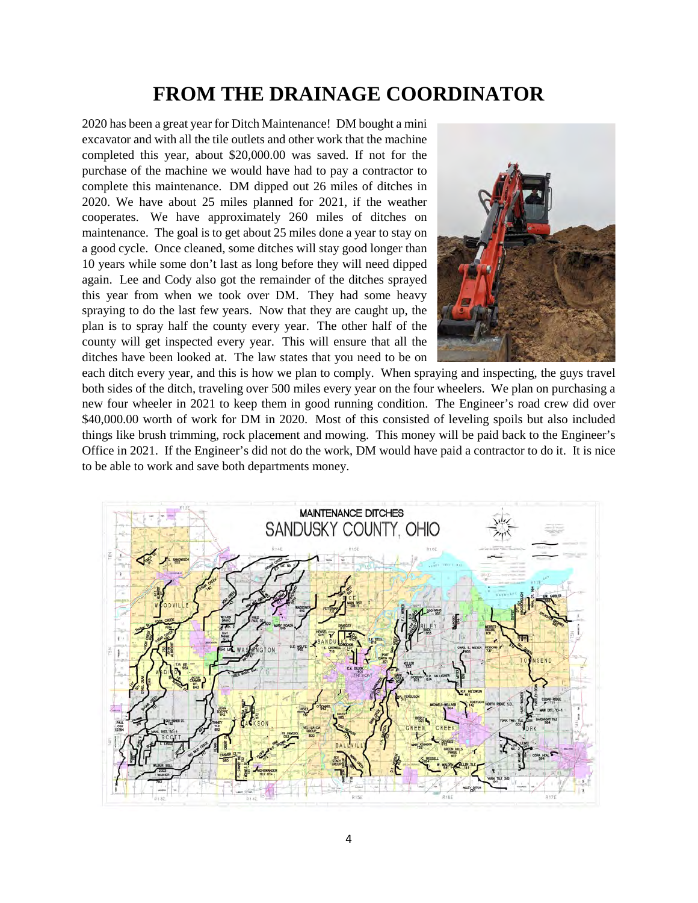# FROM THE DRAINAGE COORDINATOR

2020 has been a great year for Ditch Maintenance! DM bought a mini excavator and with all the tile outlets and other work that the machine completed this year, about $20,000.00 was saved. If not for the purchase of the machine we would have had to pay a contractor to complete this maintenance. DM dipped out 26 miles of ditches in 2020. We have about 25 miles planned for 2021, if the weather cooperates. We have approximately 260 miles of ditches on maintenance. The goal is to get about 25 miles done a year to stay on a good cycle. Once cleaned, some ditches will stay good longer than 10 years while some don't last as long before they will need dipped again. Lee and Cody also got the remainder of the ditches sprayed this year from when we took over DM. They had some heavy spraying to do the last few years. Now that they are caught up, the plan is to spray half the county every year. The other half of the county will get inspected every year. This will ensure that all the ditches have been looked at. The law states that you need to be on each ditch every year, and this is how we plan to comply. When spraying and inspecting, the guys travel both sides of the ditch, traveling over 500 miles every year on the four wheelers. We plan on purchasing a new four wheeler in 2021 to keep them in good running condition. The Engineer's road crew did over $40,000.00 worth of work for DM in 2020. Most of this consisted of leveling spoils but also included things like brush trimming, rock placement and mowing. This money will be paid back to the Engineer's Office in 2021. If the Engineer's did not do the work, DM would have paid a contractor to do it. It is nice to be able to work and save both departments money.

MAINTENANCE DITCHES
SANDUSKY COUNTY, OHIO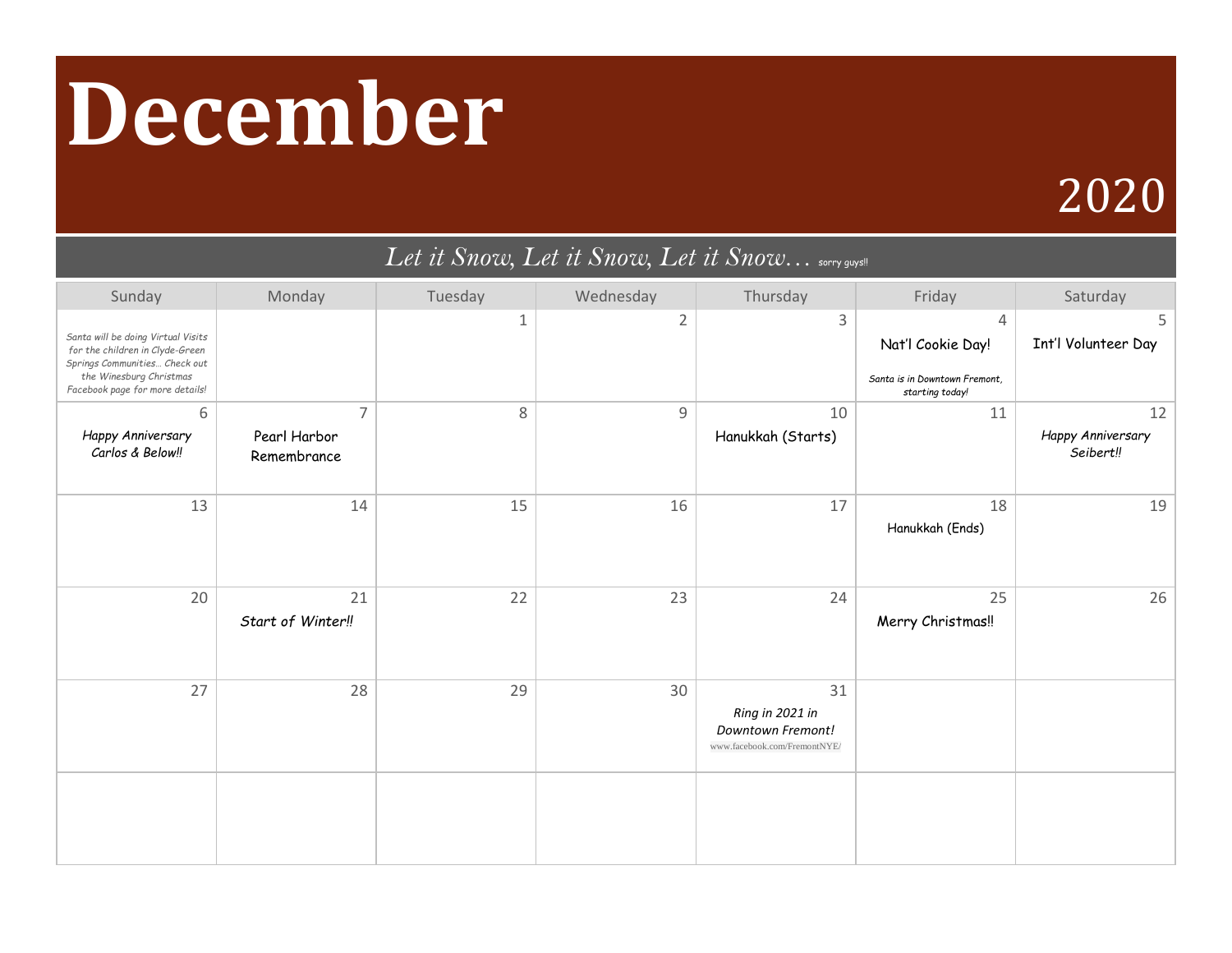# December

2020

*Let it Snow, Let it Snow, Let it Snow…* sorry guys!!

| Sunday | Monday | Tuesday | Wednesday | Thursday | Friday | Saturday |
|---|---|---|---|---|---|---|
| *Santa will be doing Virtual Visits for the children in Clyde-Green Springs Communities… Check out the Winesburg Christmas Facebook page for more details!* | | 1 | 2 | 3 | 4 Nat'l Cookie Day! *Santa is in Downtown Fremont, starting today!* | 5 Int'l Volunteer Day |
| 6 *Happy Anniversary Carlos & Below!!* | 7 Pearl Harbor Remembrance | 8 | 9 | 10 Hanukkah (Starts) | 11 | 12 *Happy Anniversary Seibert!!* |
| 13 | 14 | 15 | 16 | 17 | 18 Hanukkah (Ends) | 19 |
| 20 | 21 *Start of Winter!!* | 22 | 23 | 24 | 25 Merry Christmas!! | 26 |
| 27 | 28 | 29 | 30 | 31 *Ring in 2021 in Downtown Fremont!* www.facebook.com/FremontNYE/ | | |
| | | | | | | |